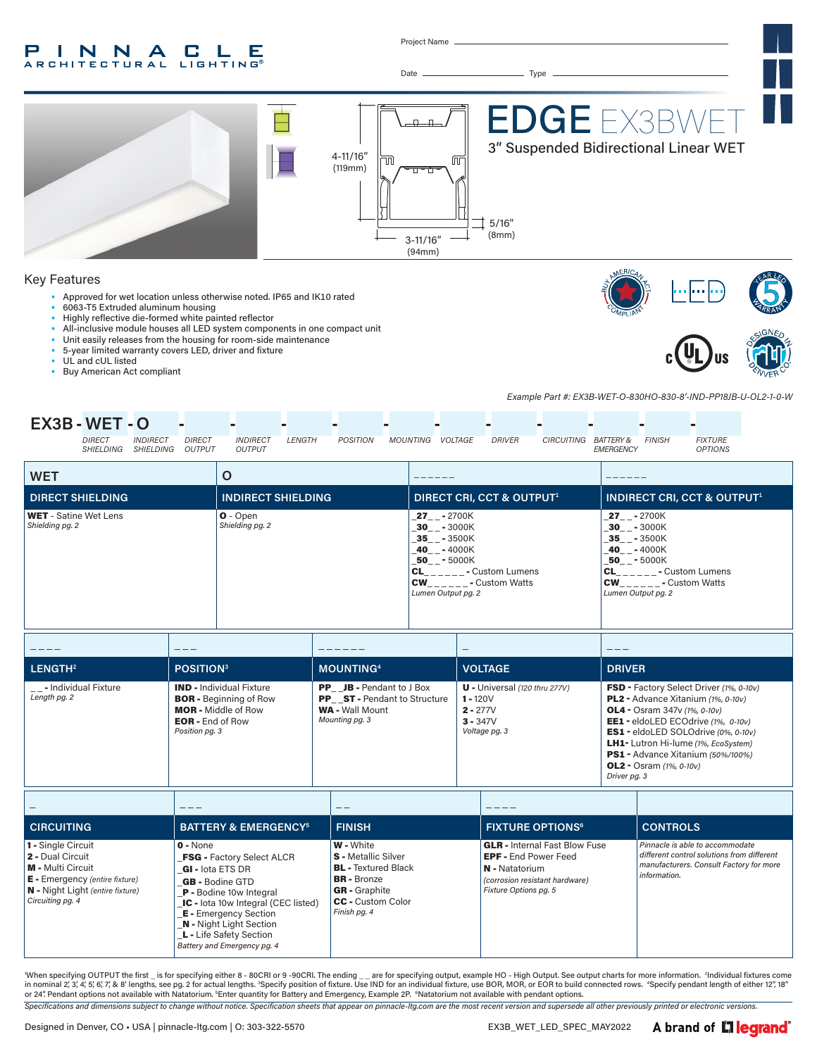PINNACLE ARCHITECTURAL LIGHTING®

Project Name

Date                    Type

# EDGE EX3BWET

## 3" Suspended Bidirectional Linear WET

4-11/16" (119mm)

3-11/16" (94mm)

5/16" (8mm)

## Key Features

- Approved for wet location unless otherwise noted. IP65 and IK10 rated
- 6063-T5 Extruded aluminum housing
- Highly reflective die-formed white painted reflector
- All-inclusive module houses all LED system components in one compact unit
- Unit easily releases from the housing for room-side maintenance
- 5-year limited warranty covers LED, driver and fixture
- UL and cUL listed
- Buy American Act compliant

*Example Part #: EX3B-WET-O-830HO-830-8'-IND-PP18JB-U-OL2-1-0-W*

**EX3B - WET - O - \_ - \_ - \_ - \_ - \_ - \_ - \_ - \_ - \_ - \_ - \_**

*DIRECT SHIELDING, INDIRECT SHIELDING, DIRECT OUTPUT, INDIRECT OUTPUT, LENGTH, POSITION, MOUNTING, VOLTAGE, DRIVER, CIRCUITING, BATTERY & EMERGENCY, FINISH, FIXTURE OPTIONS*

| WET | O | \_\_\_\_\_\_ | \_\_\_\_\_\_ |
|---|---|---|---|
| **DIRECT SHIELDING** | **INDIRECT SHIELDING** | **DIRECT CRI, CCT & OUTPUT[1]** | **INDIRECT CRI, CCT & OUTPUT[1]** |
| **WET** - Satine Wet Lens<br>*Shielding pg. 2* | **O** - Open<br>*Shielding pg. 2* | **\_27\_ \_** - 2700K<br>**\_30\_ \_** - 3000K<br>**\_35\_ \_** - 3500K<br>**\_40\_ \_** - 4000K<br>**\_50\_ \_** - 5000K<br>**CL\_\_\_\_\_\_** - Custom Lumens<br>**CW\_\_\_\_\_\_** - Custom Watts<br>*Lumen Output pg. 2* | **\_27\_ \_** - 2700K<br>**\_30\_ \_** - 3000K<br>**\_35\_ \_** - 3500K<br>**\_40\_ \_** - 4000K<br>**\_50\_ \_** - 5000K<br>**CL\_\_\_\_\_\_** - Custom Lumens<br>**CW\_\_\_\_\_\_** - Custom Watts<br>*Lumen Output pg. 2* |

| \_\_\_\_ | \_\_\_ | \_\_\_\_\_\_ | \_ | \_\_\_ |
|---|---|---|---|---|
| **LENGTH[2]** | **POSITION[3]** | **MOUNTING[4]** | **VOLTAGE** | **DRIVER** |
| **\_ \_** - Individual Fixture<br>*Length pg. 2* | **IND** - Individual Fixture<br>**BOR** - Beginning of Row<br>**MOR** - Middle of Row<br>**EOR** - End of Row<br>*Position pg. 3* | **PP\_ \_JB** - Pendant to J Box<br>**PP\_ \_ST** - Pendant to Structure<br>**WA** - Wall Mount<br>*Mounting pg. 3* | **U** - Universal *(120 thru 277V)*<br>**1** - 120V<br>**2** - 277V<br>**3** - 347V<br>*Voltage pg. 3* | **FSD** - Factory Select Driver *(1%, 0-10v)*<br>**PL2** - Advance Xitanium *(1%, 0-10v)*<br>**OL4** - Osram 347v *(1%, 0-10v)*<br>**EE1** - eldoLED ECOdrive *(1%, 0-10v)*<br>**ES1** - eldoLED SOLOdrive *(0%, 0-10v)*<br>**LH1** - Lutron Hi-lume *(1%, EcoSystem)*<br>**PS1** - Advance Xitanium *(50%/100%)*<br>**OL2** - Osram *(1%, 0-10v)*<br>*Driver pg. 3* |

| \_ | \_\_\_ | \_\_ | \_\_\_\_ | |
|---|---|---|---|---|
| **CIRCUITING** | **BATTERY & EMERGENCY[5]** | **FINISH** | **FIXTURE OPTIONS[6]** | **CONTROLS** |
| **1** - Single Circuit<br>**2** - Dual Circuit<br>**M** - Multi Circuit<br>**E** - Emergency *(entire fixture)*<br>**N** - Night Light *(entire fixture)*<br>*Circuiting pg. 4* | **0** - None<br>**\_FSG** - Factory Select ALCR<br>**\_GI** - Iota ETS DR<br>**\_GB** - Bodine GTD<br>**\_P** - Bodine 10w Integral<br>**\_IC** - Iota 10w Integral (CEC listed)<br>**\_E** - Emergency Section<br>**\_N** - Night Light Section<br>**\_L** - Life Safety Section<br>*Battery and Emergency pg. 4* | **W** - White<br>**S** - Metallic Silver<br>**BL** - Textured Black<br>**BR** - Bronze<br>**GR** - Graphite<br>**CC** - Custom Color<br>*Finish pg. 4* | **GLR** - Internal Fast Blow Fuse<br>**EPF** - End Power Feed<br>**N** - Natatorium<br>*(corrosion resistant hardware)*<br>*Fixture Options pg. 5* | *Pinnacle is able to accommodate different control solutions from different manufacturers. Consult Factory for more information.* |

[1]When specifying OUTPUT the first \_ is for specifying either 8 - 80CRI or 9 -90CRI. The ending \_ \_ are for specifying output, example HO - High Output. See output charts for more information. [2]Individual fixtures come in nominal 2', 3', 4', 5', 6', 7', & 8' lengths, see pg. 2 for actual lengths. [3]Specify position of fixture. Use IND for an individual fixture, use BOR, MOR, or EOR to build connected rows. [4]Specify pendant length of either 12", 18" or 24". Pendant options not available with Natatorium. [5]Enter quantity for Battery and Emergency, Example 2P. [6]Natatorium not available with pendant options.

*Specifications and dimensions subject to change without notice. Specification sheets that appear on pinnacle-ltg.com are the most recent version and supersede all other previously printed or electronic versions.*

Designed in Denver, CO • USA | pinnacle-ltg.com | O: 303-322-5570

EX3B_WET_LED_SPEC_MAY2022

A brand of legrand®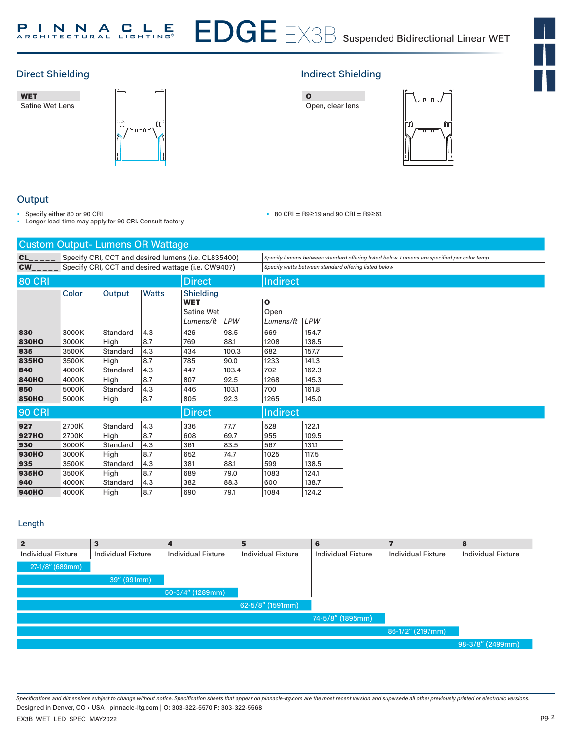## Direct Shielding

**WET**
Satine Wet Lens

## Indirect Shielding

**O**
Open, clear lens

## Output

- Specify either 80 or 90 CRI
- Longer lead-time may apply for 90 CRI. Consult factory
- 80 CRI = R9≥19 and 90 CRI = R9≥61

## Custom Output- Lumens OR Wattage

| | | |
|---|---|---|
| **CL_ _ _ _ _** | Specify CRI, CCT and desired lumens (i.e. CL835400) | *Specify lumens between standard offering listed below. Lumens are specified per color temp* |
| **CW_ _ _ _ _** | Specify CRI, CCT and desired wattage (i.e. CW9407) | *Specify watts between standard offering listed below* |

| 80 CRI | | | | Direct | | Indirect | |
|---|---|---|---|---|---|---|---|
| | Color | Output | Watts | Shielding **WET** Satine Wet | | **O** Open | |
| | | | | *Lumens/ft* | *LPW* | *Lumens/ft* | *LPW* |
| **830** | 3000K | Standard | 4.3 | 426 | 98.5 | 669 | 154.7 |
| **830HO** | 3000K | High | 8.7 | 769 | 88.1 | 1208 | 138.5 |
| **835** | 3500K | Standard | 4.3 | 434 | 100.3 | 682 | 157.7 |
| **835HO** | 3500K | High | 8.7 | 785 | 90.0 | 1233 | 141.3 |
| **840** | 4000K | Standard | 4.3 | 447 | 103.4 | 702 | 162.3 |
| **840HO** | 4000K | High | 8.7 | 807 | 92.5 | 1268 | 145.3 |
| **850** | 5000K | Standard | 4.3 | 446 | 103.1 | 700 | 161.8 |
| **850HO** | 5000K | High | 8.7 | 805 | 92.3 | 1265 | 145.0 |
| **90 CRI** | | | | **Direct** | | **Indirect** | |
| **927** | 2700K | Standard | 4.3 | 336 | 77.7 | 528 | 122.1 |
| **927HO** | 2700K | High | 8.7 | 608 | 69.7 | 955 | 109.5 |
| **930** | 3000K | Standard | 4.3 | 361 | 83.5 | 567 | 131.1 |
| **930HO** | 3000K | High | 8.7 | 652 | 74.7 | 1025 | 117.5 |
| **935** | 3500K | Standard | 4.3 | 381 | 88.1 | 599 | 138.5 |
| **935HO** | 3500K | High | 8.7 | 689 | 79.0 | 1083 | 124.1 |
| **940** | 4000K | Standard | 4.3 | 382 | 88.3 | 600 | 138.7 |
| **940HO** | 4000K | High | 8.7 | 690 | 79.1 | 1084 | 124.2 |

## Length

| **2** | **3** | **4** | **5** | **6** | **7** | **8** |
|---|---|---|---|---|---|---|
| Individual Fixture | Individual Fixture | Individual Fixture | Individual Fixture | Individual Fixture | Individual Fixture | Individual Fixture |
| 27-1/8" (689mm) | 39" (991mm) | 50-3/4" (1289mm) | 62-5/8" (1591mm) | 74-5/8" (1895mm) | 86-1/2" (2197mm) | 98-3/8" (2499mm) |

*Specifications and dimensions subject to change without notice. Specification sheets that appear on pinnacle-ltg.com are the most recent version and supersede all other previously printed or electronic versions.*

Designed in Denver, CO • USA | pinnacle-ltg.com | O: 303-322-5570 F: 303-322-5568

EX3B_WET_LED_SPEC_MAY2022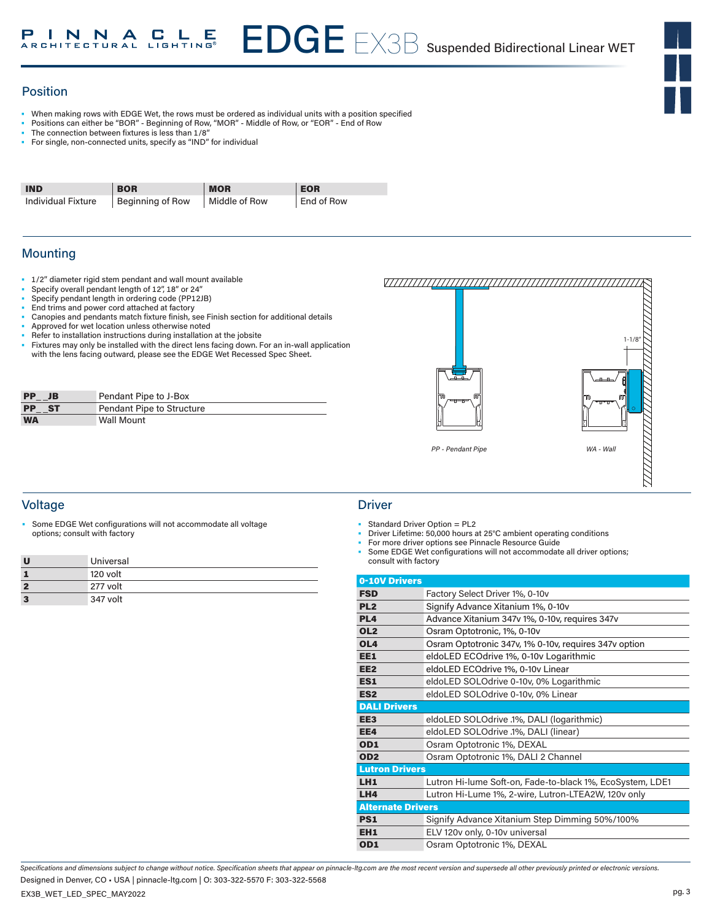# EDGE EX3B Suspended Bidirectional Linear WET

## Position

- When making rows with EDGE Wet, the rows must be ordered as individual units with a position specified
- Positions can either be "BOR" - Beginning of Row, "MOR" - Middle of Row, or "EOR" - End of Row
- The connection between fixtures is less than 1/8"
- For single, non-connected units, specify as "IND" for individual

| IND | BOR | MOR | EOR |
|---|---|---|---|
| Individual Fixture | Beginning of Row | Middle of Row | End of Row |

## Mounting

- 1/2" diameter rigid stem pendant and wall mount available
- Specify overall pendant length of 12", 18" or 24"
- Specify pendant length in ordering code (PP12JB)
- End trims and power cord attached at factory
- Canopies and pendants match fixture finish, see Finish section for additional details
- Approved for wet location unless otherwise noted
- Refer to installation instructions during installation at the jobsite
- Fixtures may only be installed with the direct lens facing down. For an in-wall application with the lens facing outward, please see the EDGE Wet Recessed Spec Sheet.

| Code | Description |
|---|---|
| PP_ _JB | Pendant Pipe to J-Box |
| PP_ _ST | Pendant Pipe to Structure |
| WA | Wall Mount |

1-1/8"

PP - Pendant Pipe

WA - Wall

## Voltage

- Some EDGE Wet configurations will not accommodate all voltage options; consult with factory

| Code | Description |
|---|---|
| U | Universal |
| 1 | 120 volt |
| 2 | 277 volt |
| 3 | 347 volt |

## Driver

- Standard Driver Option = PL2
- Driver Lifetime: 50,000 hours at 25°C ambient operating conditions
- For more driver options see Pinnacle Resource Guide
- Some EDGE Wet configurations will not accommodate all driver options; consult with factory

| Code | Description |
|---|---|
| **0-10V Drivers** | |
| FSD | Factory Select Driver 1%, 0-10v |
| PL2 | Signify Advance Xitanium 1%, 0-10v |
| PL4 | Advance Xitanium 347v 1%, 0-10v, requires 347v |
| OL2 | Osram Optotronic, 1%, 0-10v |
| OL4 | Osram Optotronic 347v, 1% 0-10v, requires 347v option |
| EE1 | eldoLED ECOdrive 1%, 0-10v Logarithmic |
| EE2 | eldoLED ECOdrive 1%, 0-10v Linear |
| ES1 | eldoLED SOLOdrive 0-10v, 0% Logarithmic |
| ES2 | eldoLED SOLOdrive 0-10v, 0% Linear |
| **DALI Drivers** | |
| EE3 | eldoLED SOLOdrive .1%, DALI (logarithmic) |
| EE4 | eldoLED SOLOdrive .1%, DALI (linear) |
| OD1 | Osram Optotronic 1%, DEXAL |
| OD2 | Osram Optotronic 1%, DALI 2 Channel |
| **Lutron Drivers** | |
| LH1 | Lutron Hi-lume Soft-on, Fade-to-black 1%, EcoSystem, LDE1 |
| LH4 | Lutron Hi-Lume 1%, 2-wire, Lutron-LTEA2W, 120v only |
| **Alternate Drivers** | |
| PS1 | Signify Advance Xitanium Step Dimming 50%/100% |
| EH1 | ELV 120v only, 0-10v universal |
| OD1 | Osram Optotronic 1%, DEXAL |

*Specifications and dimensions subject to change without notice. Specification sheets that appear on pinnacle-ltg.com are the most recent version and supersede all other previously printed or electronic versions.*

Designed in Denver, CO • USA | pinnacle-ltg.com | O: 303-322-5570 F: 303-322-5568

EX3B_WET_LED_SPEC_MAY2022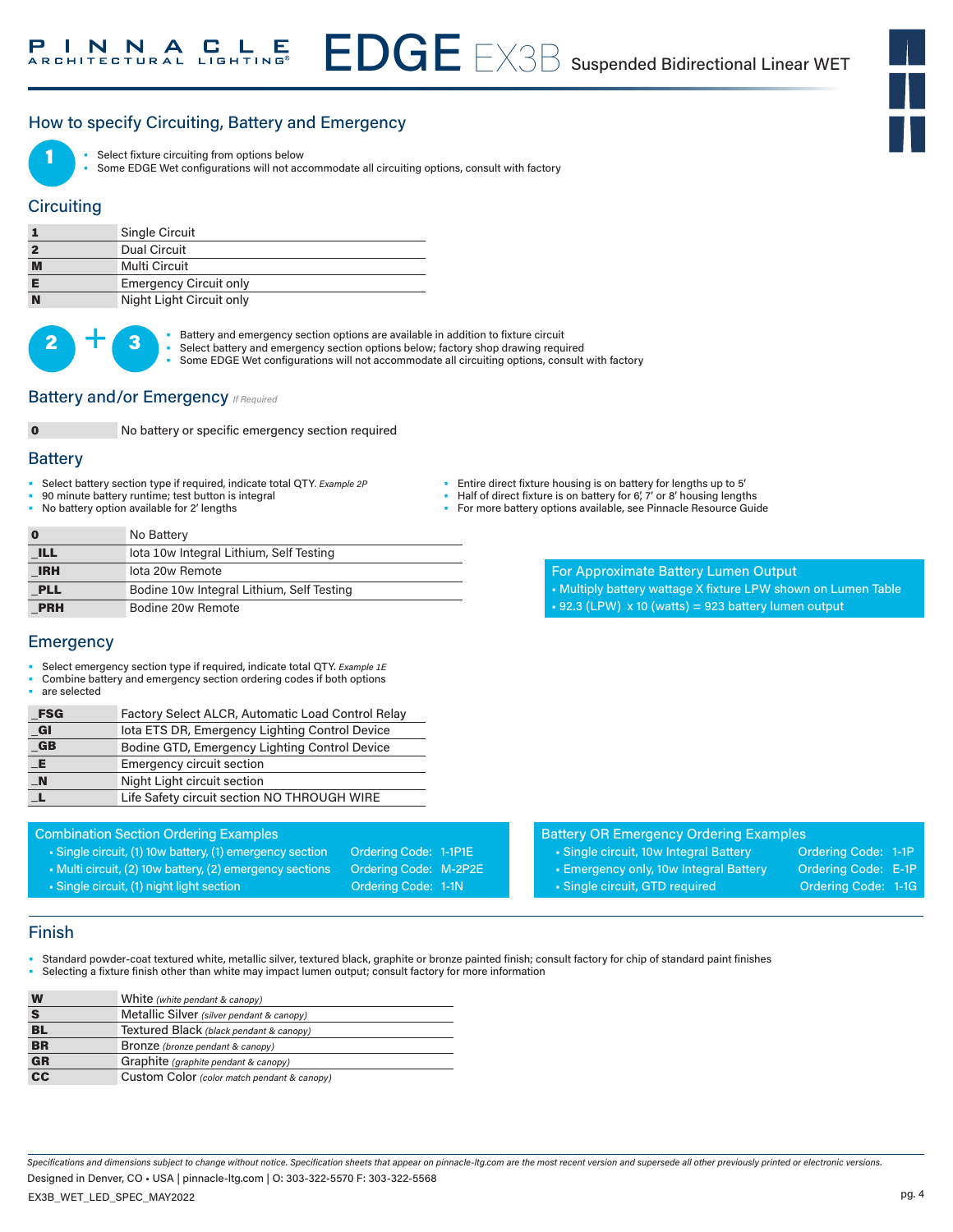## How to specify Circuiting, Battery and Emergency

**1**

- Select fixture circuiting from options below
- Some EDGE Wet configurations will not accommodate all circuiting options, consult with factory

### Circuiting

| | |
|---|---|
| **1** | Single Circuit |
| **2** | Dual Circuit |
| **M** | Multi Circuit |
| **E** | Emergency Circuit only |
| **N** | Night Light Circuit only |

**2 + 3**

- Battery and emergency section options are available in addition to fixture circuit
- Select battery and emergency section options below; factory shop drawing required
- Some EDGE Wet configurations will not accommodate all circuiting options, consult with factory

### Battery and/or Emergency *If Required*

| | |
|---|---|
| **0** | No battery or specific emergency section required |

### Battery

- Select battery section type if required, indicate total QTY. *Example 2P*
- 90 minute battery runtime; test button is integral
- No battery option available for 2' lengths
- Entire direct fixture housing is on battery for lengths up to 5'
- Half of direct fixture is on battery for 6', 7' or 8' housing lengths
- For more battery options available, see Pinnacle Resource Guide

| | |
|---|---|
| **0** | No Battery |
| **_ILL** | Iota 10w Integral Lithium, Self Testing |
| **_IRH** | Iota 20w Remote |
| **_PLL** | Bodine 10w Integral Lithium, Self Testing |
| **_PRH** | Bodine 20w Remote |

**For Approximate Battery Lumen Output**

- Multiply battery wattage X fixture LPW shown on Lumen Table
- 92.3 (LPW) x 10 (watts) = 923 battery lumen output

### Emergency

- Select emergency section type if required, indicate total QTY. *Example 1E*
- Combine battery and emergency section ordering codes if both options are selected

| | |
|---|---|
| **_FSG** | Factory Select ALCR, Automatic Load Control Relay |
| **_GI** | Iota ETS DR, Emergency Lighting Control Device |
| **_GB** | Bodine GTD, Emergency Lighting Control Device |
| **_E** | Emergency circuit section |
| **_N** | Night Light circuit section |
| **_L** | Life Safety circuit section NO THROUGH WIRE |

**Combination Section Ordering Examples**

- Single circuit, (1) 10w battery, (1) emergency section — Ordering Code: 1-1P1E
- Multi circuit, (2) 10w battery, (2) emergency sections — Ordering Code: M-2P2E
- Single circuit, (1) night light section — Ordering Code: 1-1N

**Battery OR Emergency Ordering Examples**

- Single circuit, 10w Integral Battery — Ordering Code: 1-1P
- Emergency only, 10w Integral Battery — Ordering Code: E-1P
- Single circuit, GTD required — Ordering Code: 1-1G

## Finish

- Standard powder-coat textured white, metallic silver, textured black, graphite or bronze painted finish; consult factory for chip of standard paint finishes
- Selecting a fixture finish other than white may impact lumen output; consult factory for more information

| | |
|---|---|
| **W** | White *(white pendant & canopy)* |
| **S** | Metallic Silver *(silver pendant & canopy)* |
| **BL** | Textured Black *(black pendant & canopy)* |
| **BR** | Bronze *(bronze pendant & canopy)* |
| **GR** | Graphite *(graphite pendant & canopy)* |
| **CC** | Custom Color *(color match pendant & canopy)* |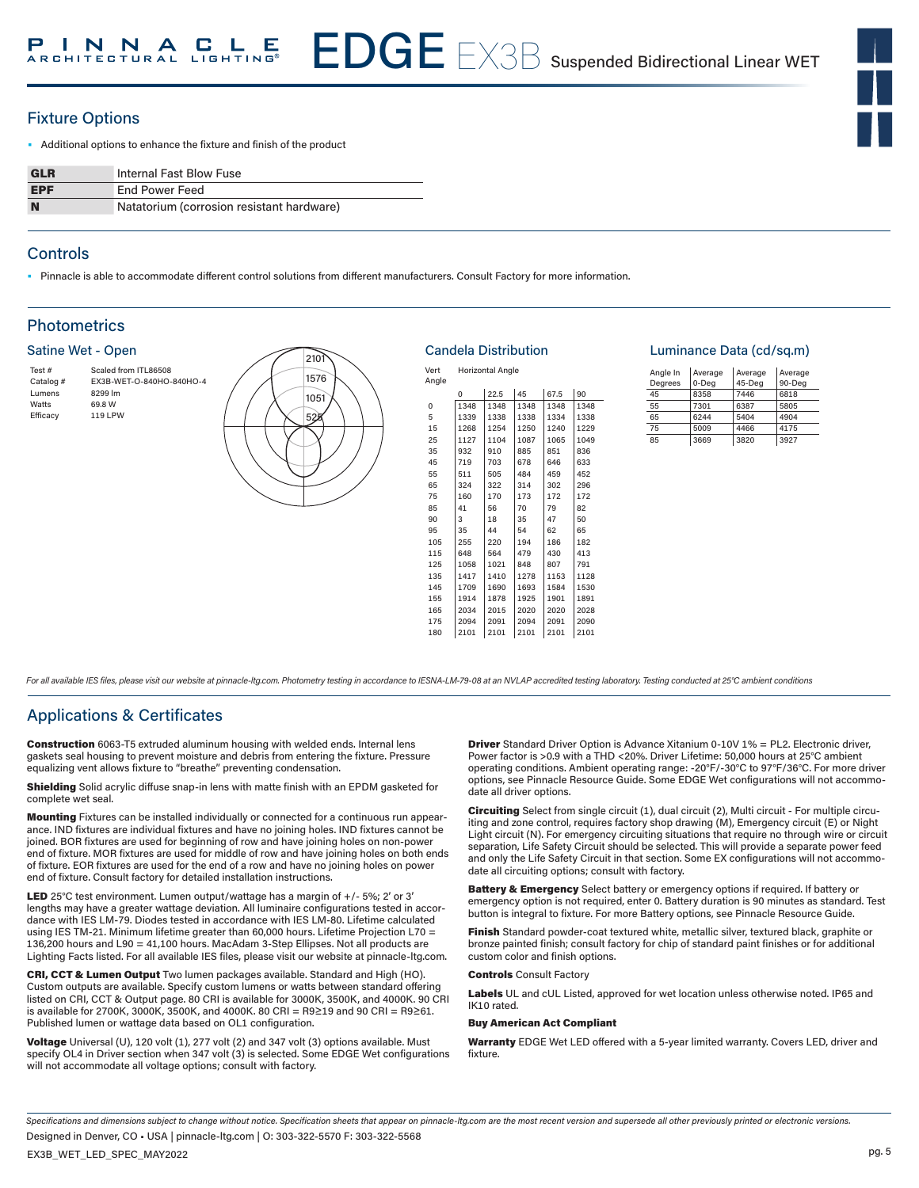## Fixture Options

- Additional options to enhance the fixture and finish of the product

| | |
|---|---|
| **GLR** | Internal Fast Blow Fuse |
| **EPF** | End Power Feed |
| **N** | Natatorium (corrosion resistant hardware) |

## Controls

- Pinnacle is able to accommodate different control solutions from different manufacturers. Consult Factory for more information.

## Photometrics

### Satine Wet - Open

| | |
|---|---|
| Test # | Scaled from ITL86508 |
| Catalog # | EX3B-WET-O-840HO-840HO-4 |
| Lumens | 8299 lm |
| Watts | 69.8 W |
| Efficacy | 119 LPW |

2101
1576
1051
525

### Candela Distribution

| Vert Angle | Horizontal Angle 0 | 22.5 | 45 | 67.5 | 90 |
|---|---|---|---|---|---|
| 0 | 1348 | 1348 | 1348 | 1348 | 1348 |
| 5 | 1339 | 1338 | 1338 | 1334 | 1338 |
| 15 | 1268 | 1254 | 1250 | 1240 | 1229 |
| 25 | 1127 | 1104 | 1087 | 1065 | 1049 |
| 35 | 932 | 910 | 885 | 851 | 836 |
| 45 | 719 | 703 | 678 | 646 | 633 |
| 55 | 511 | 505 | 484 | 459 | 452 |
| 65 | 324 | 322 | 314 | 302 | 296 |
| 75 | 160 | 170 | 173 | 172 | 172 |
| 85 | 41 | 56 | 70 | 79 | 82 |
| 90 | 3 | 18 | 35 | 47 | 50 |
| 95 | 35 | 44 | 54 | 62 | 65 |
| 105 | 255 | 220 | 194 | 186 | 182 |
| 115 | 648 | 564 | 479 | 430 | 413 |
| 125 | 1058 | 1021 | 848 | 807 | 791 |
| 135 | 1417 | 1410 | 1278 | 1153 | 1128 |
| 145 | 1709 | 1690 | 1693 | 1584 | 1530 |
| 155 | 1914 | 1878 | 1925 | 1901 | 1891 |
| 165 | 2034 | 2015 | 2020 | 2020 | 2028 |
| 175 | 2094 | 2091 | 2094 | 2091 | 2090 |
| 180 | 2101 | 2101 | 2101 | 2101 | 2101 |

### Luminance Data (cd/sq.m)

| Angle In Degrees | Average 0-Deg | Average 45-Deg | Average 90-Deg |
|---|---|---|---|
| 45 | 8358 | 7446 | 6818 |
| 55 | 7301 | 6387 | 5805 |
| 65 | 6244 | 5404 | 4904 |
| 75 | 5009 | 4466 | 4175 |
| 85 | 3669 | 3820 | 3927 |

*For all available IES files, please visit our website at pinnacle-ltg.com. Photometry testing in accordance to IESNA-LM-79-08 at an NVLAP accredited testing laboratory. Testing conducted at 25°C ambient conditions*

## Applications & Certificates

**Construction** 6063-T5 extruded aluminum housing with welded ends. Internal lens gaskets seal housing to prevent moisture and debris from entering the fixture. Pressure equalizing vent allows fixture to "breathe" preventing condensation.

**Shielding** Solid acrylic diffuse snap-in lens with matte finish with an EPDM gasketed for complete wet seal.

**Mounting** Fixtures can be installed individually or connected for a continuous run appearance. IND fixtures are individual fixtures and have no joining holes. IND fixtures cannot be joined. BOR fixtures are used for beginning of row and have joining holes on non-power end of fixture. MOR fixtures are used for middle of row and have joining holes on both ends of fixture. EOR fixtures are used for the end of a row and have no joining holes on power end of fixture. Consult factory for detailed installation instructions.

**LED** 25°C test environment. Lumen output/wattage has a margin of +/- 5%; 2' or 3' lengths may have a greater wattage deviation. All luminaire configurations tested in accordance with IES LM-79. Diodes tested in accordance with IES LM-80. Lifetime calculated using IES TM-21. Minimum lifetime greater than 60,000 hours. Lifetime Projection L70 = 136,200 hours and L90 = 41,100 hours. MacAdam 3-Step Ellipses. Not all products are Lighting Facts listed. For all available IES files, please visit our website at pinnacle-ltg.com.

**CRI, CCT & Lumen Output** Two lumen packages available. Standard and High (HO). Custom outputs are available. Specify custom lumens or watts between standard offering listed on CRI, CCT & Output page. 80 CRI is available for 3000K, 3500K, and 4000K. 90 CRI is available for 2700K, 3000K, 3500K, and 4000K. 80 CRI = R9≥19 and 90 CRI = R9≥61. Published lumen or wattage data based on OL1 configuration.

**Voltage** Universal (U), 120 volt (1), 277 volt (2) and 347 volt (3) options available. Must specify OL4 in Driver section when 347 volt (3) is selected. Some EDGE Wet configurations will not accommodate all voltage options; consult with factory.

**Driver** Standard Driver Option is Advance Xitanium 0-10V 1% = PL2. Electronic driver, Power factor is >0.9 with a THD <20%. Driver Lifetime: 50,000 hours at 25°C ambient operating conditions. Ambient operating range: -20°F/-30°C to 97°F/36°C. For more driver options, see Pinnacle Resource Guide. Some EDGE Wet configurations will not accommodate all driver options.

**Circuiting** Select from single circuit (1), dual circuit (2), Multi circuit - For multiple circuiting and zone control, requires factory shop drawing (M), Emergency circuit (E) or Night Light circuit (N). For emergency circuiting situations that require no through wire or circuit separation, Life Safety Circuit should be selected. This will provide a separate power feed and only the Life Safety Circuit in that section. Some EX configurations will not accommodate all circuiting options; consult with factory.

**Battery & Emergency** Select battery or emergency options if required. If battery or emergency option is not required, enter 0. Battery duration is 90 minutes as standard. Test button is integral to fixture. For more Battery options, see Pinnacle Resource Guide.

**Finish** Standard powder-coat textured white, metallic silver, textured black, graphite or bronze painted finish; consult factory for chip of standard paint finishes or for additional custom color and finish options.

**Controls** Consult Factory

**Labels** UL and cUL Listed, approved for wet location unless otherwise noted. IP65 and IK10 rated.

**Buy American Act Compliant**

**Warranty** EDGE Wet LED offered with a 5-year limited warranty. Covers LED, driver and fixture.

*Specifications and dimensions subject to change without notice. Specification sheets that appear on pinnacle-ltg.com are the most recent version and supersede all other previously printed or electronic versions.*

Designed in Denver, CO • USA | pinnacle-ltg.com | O: 303-322-5570 F: 303-322-5568

EX3B_WET_LED_SPEC_MAY2022